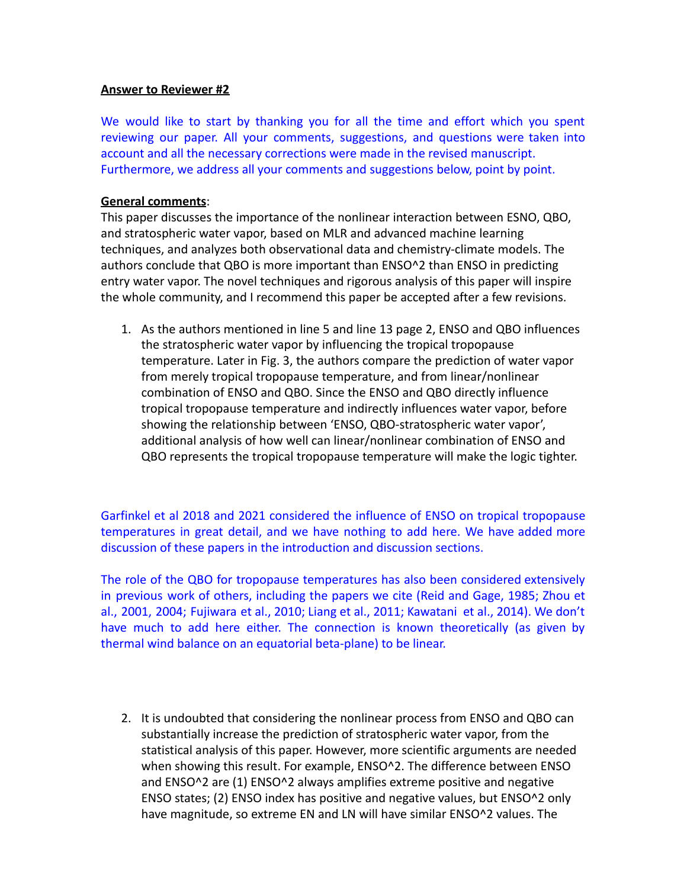**Answer to Reviewer #2**

We would like to start by thanking you for all the time and effort which you spent reviewing our paper. All your comments, suggestions, and questions were taken into account and all the necessary corrections were made in the revised manuscript. Furthermore, we address all your comments and suggestions below, point by point.

**General comments**:

This paper discusses the importance of the nonlinear interaction between ESNO, QBO, and stratospheric water vapor, based on MLR and advanced machine learning techniques, and analyzes both observational data and chemistry-climate models. The authors conclude that QBO is more important than ENSO^2 than ENSO in predicting entry water vapor. The novel techniques and rigorous analysis of this paper will inspire the whole community, and I recommend this paper be accepted after a few revisions.

1. As the authors mentioned in line 5 and line 13 page 2, ENSO and QBO influences the stratospheric water vapor by influencing the tropical tropopause temperature. Later in Fig. 3, the authors compare the prediction of water vapor from merely tropical tropopause temperature, and from linear/nonlinear combination of ENSO and QBO. Since the ENSO and QBO directly influence tropical tropopause temperature and indirectly influences water vapor, before showing the relationship between 'ENSO, QBO-stratospheric water vapor', additional analysis of how well can linear/nonlinear combination of ENSO and QBO represents the tropical tropopause temperature will make the logic tighter.

Garfinkel et al 2018 and 2021 considered the influence of ENSO on tropical tropopause temperatures in great detail, and we have nothing to add here. We have added more discussion of these papers in the introduction and discussion sections.

The role of the QBO for tropopause temperatures has also been considered extensively in previous work of others, including the papers we cite (Reid and Gage, 1985; Zhou et al., 2001, 2004; Fujiwara et al., 2010; Liang et al., 2011; Kawatani et al., 2014). We don't have much to add here either. The connection is known theoretically (as given by thermal wind balance on an equatorial beta-plane) to be linear.

2. It is undoubted that considering the nonlinear process from ENSO and QBO can substantially increase the prediction of stratospheric water vapor, from the statistical analysis of this paper. However, more scientific arguments are needed when showing this result. For example, ENSO^2. The difference between ENSO and ENSO^2 are (1) ENSO^2 always amplifies extreme positive and negative ENSO states; (2) ENSO index has positive and negative values, but ENSO^2 only have magnitude, so extreme EN and LN will have similar ENSO^2 values. The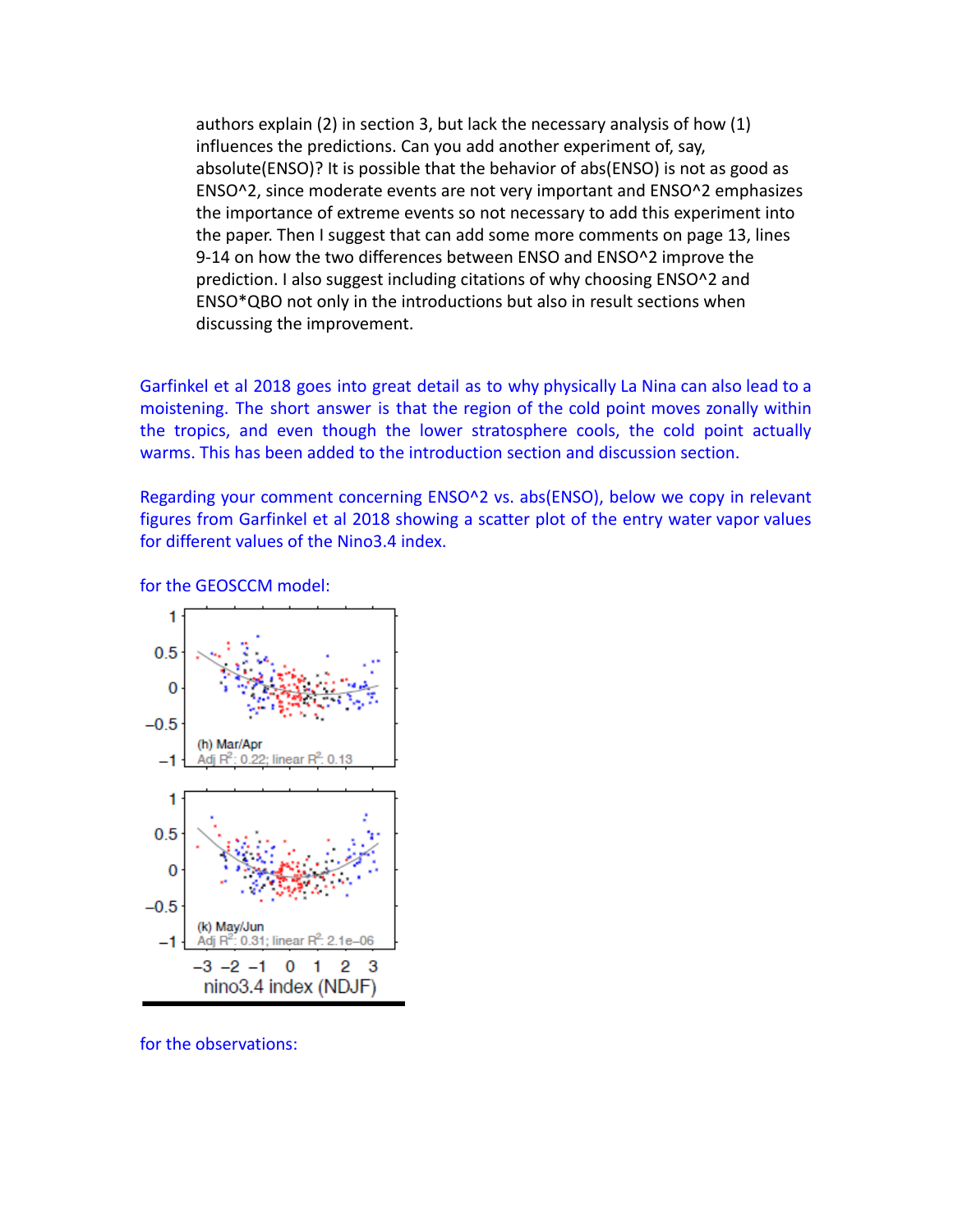authors explain (2) in section 3, but lack the necessary analysis of how (1) influences the predictions. Can you add another experiment of, say, absolute(ENSO)? It is possible that the behavior of abs(ENSO) is not as good as ENSO^2, since moderate events are not very important and ENSO^2 emphasizes the importance of extreme events so not necessary to add this experiment into the paper. Then I suggest that can add some more comments on page 13, lines 9-14 on how the two differences between ENSO and ENSO^2 improve the prediction. I also suggest including citations of why choosing ENSO^2 and ENSO*QBO not only in the introductions but also in result sections when discussing the improvement.

Garfinkel et al 2018 goes into great detail as to why physically La Nina can also lead to a moistening. The short answer is that the region of the cold point moves zonally within the tropics, and even though the lower stratosphere cools, the cold point actually warms. This has been added to the introduction section and discussion section.

Regarding your comment concerning ENSO^2 vs. abs(ENSO), below we copy in relevant figures from Garfinkel et al 2018 showing a scatter plot of the entry water vapor values for different values of the Nino3.4 index.

for the GEOSCCM model:

1
0.5
0
−0.5
−1
(h) Mar/Apr
Adj $R^2$: 0.22; linear $R^2$: 0.13

1
0.5
0
−0.5
−1
(k) May/Jun
Adj $R^2$: 0.31; linear $R^2$: 2.1e−06

−3 −2 −1 0 1 2 3
nino3.4 index (NDJF)

for the observations: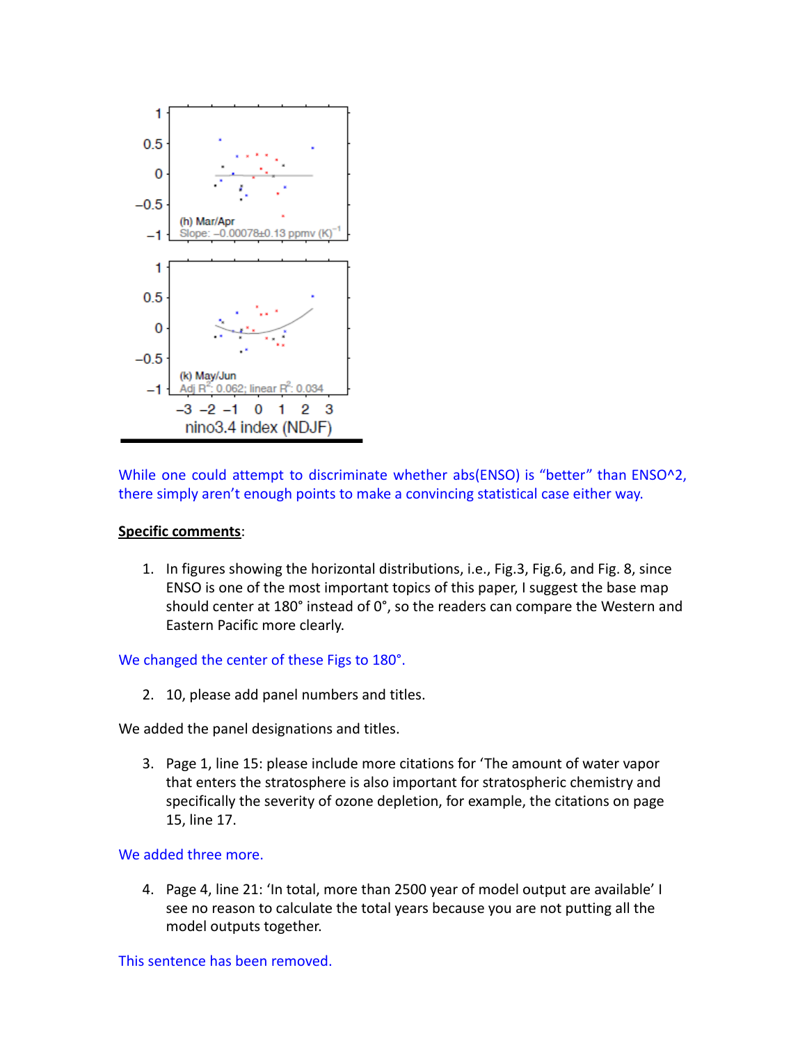1
0.5
0
−0.5
−1
(h) Mar/Apr
Slope: −0.00078±0.13 ppmv (K)$^{-1}$

1
0.5
0
−0.5
−1
(k) May/Jun
Adj $R^2$: 0.062; linear $R^2$: 0.034
−3 −2 −1 0 1 2 3
nino3.4 index (NDJF)

While one could attempt to discriminate whether abs(ENSO) is "better" than ENSO^2, there simply aren't enough points to make a convincing statistical case either way.

**Specific comments**:

1. In figures showing the horizontal distributions, i.e., Fig.3, Fig.6, and Fig. 8, since ENSO is one of the most important topics of this paper, I suggest the base map should center at 180° instead of 0°, so the readers can compare the Western and Eastern Pacific more clearly.

We changed the center of these Figs to 180°.

2. 10, please add panel numbers and titles.

We added the panel designations and titles.

3. Page 1, line 15: please include more citations for 'The amount of water vapor that enters the stratosphere is also important for stratospheric chemistry and specifically the severity of ozone depletion, for example, the citations on page 15, line 17.

We added three more.

4. Page 4, line 21: 'In total, more than 2500 year of model output are available' I see no reason to calculate the total years because you are not putting all the model outputs together.

This sentence has been removed.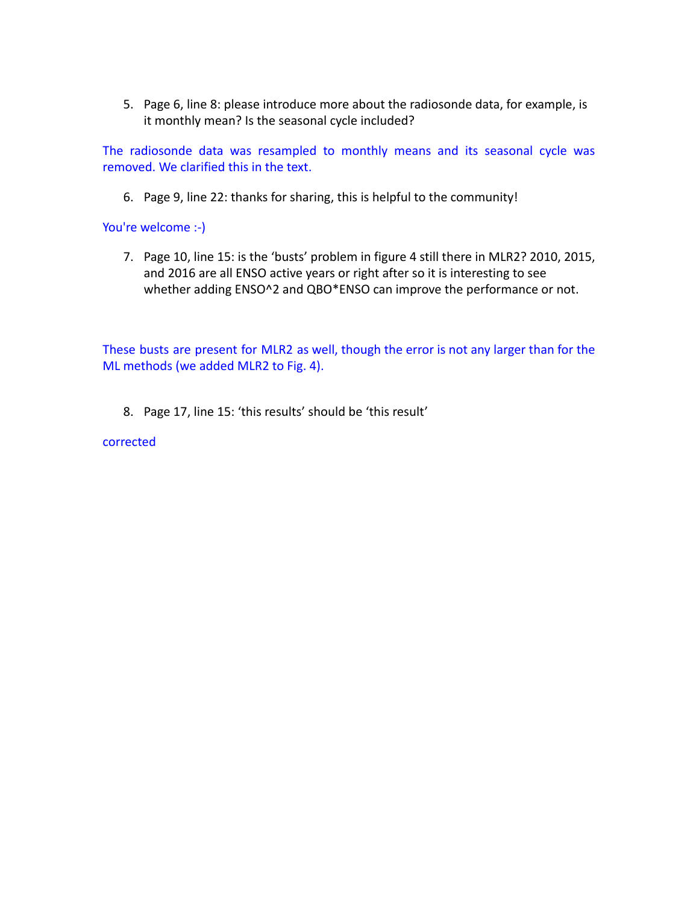5. Page 6, line 8: please introduce more about the radiosonde data, for example, is it monthly mean? Is the seasonal cycle included?

The radiosonde data was resampled to monthly means and its seasonal cycle was removed. We clarified this in the text.

6. Page 9, line 22: thanks for sharing, this is helpful to the community!

You're welcome :-)

7. Page 10, line 15: is the 'busts' problem in figure 4 still there in MLR2? 2010, 2015, and 2016 are all ENSO active years or right after so it is interesting to see whether adding ENSO^2 and QBO*ENSO can improve the performance or not.

These busts are present for MLR2 as well, though the error is not any larger than for the ML methods (we added MLR2 to Fig. 4).

8. Page 17, line 15: 'this results' should be 'this result'

corrected